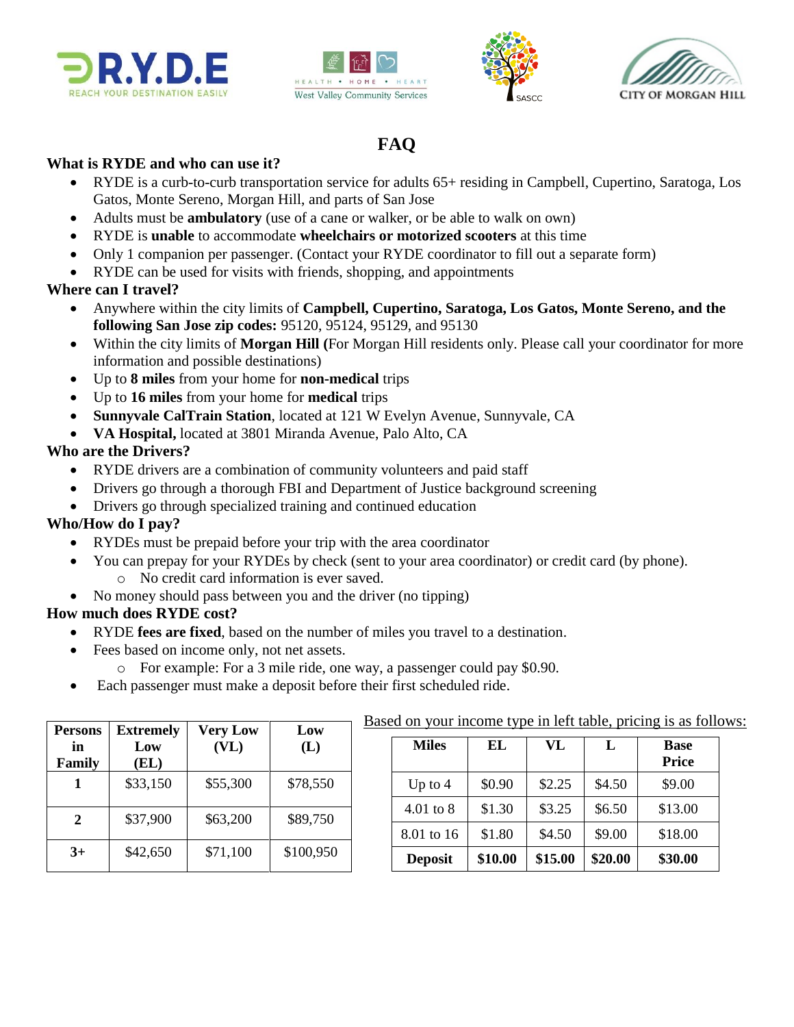R.Y.D.E
REACH YOUR DESTINATION EASILY

HEALTH • HOME • HEART
West Valley Community Services

SASCC

CITY OF MORGAN HILL

# FAQ

### What is RYDE and who can use it?

- RYDE is a curb-to-curb transportation service for adults 65+ residing in Campbell, Cupertino, Saratoga, Los Gatos, Monte Sereno, Morgan Hill, and parts of San Jose
- Adults must be **ambulatory** (use of a cane or walker, or be able to walk on own)
- RYDE is **unable** to accommodate **wheelchairs or motorized scooters** at this time
- Only 1 companion per passenger. (Contact your RYDE coordinator to fill out a separate form)
- RYDE can be used for visits with friends, shopping, and appointments

### Where can I travel?

- Anywhere within the city limits of **Campbell, Cupertino, Saratoga, Los Gatos, Monte Sereno, and the following San Jose zip codes:** 95120, 95124, 95129, and 95130
- Within the city limits of **Morgan Hill (**For Morgan Hill residents only. Please call your coordinator for more information and possible destinations)
- Up to **8 miles** from your home for **non-medical** trips
- Up to **16 miles** from your home for **medical** trips
- **Sunnyvale CalTrain Station**, located at 121 W Evelyn Avenue, Sunnyvale, CA
- **VA Hospital,** located at 3801 Miranda Avenue, Palo Alto, CA

### Who are the Drivers?

- RYDE drivers are a combination of community volunteers and paid staff
- Drivers go through a thorough FBI and Department of Justice background screening
- Drivers go through specialized training and continued education

### Who/How do I pay?

- RYDEs must be prepaid before your trip with the area coordinator
- You can prepay for your RYDEs by check (sent to your area coordinator) or credit card (by phone).
  - No credit card information is ever saved.
- No money should pass between you and the driver (no tipping)

### How much does RYDE cost?

- RYDE **fees are fixed**, based on the number of miles you travel to a destination.
- Fees based on income only, not net assets.
  - For example: For a 3 mile ride, one way, a passenger could pay $0.90.
- Each passenger must make a deposit before their first scheduled ride.

| Persons in Family | Extremely Low (EL) | Very Low (VL) | Low (L) |
|---|---|---|---|
| **1** | $33,150 | $55,300 | $78,550 |
| **2** | $37,900 | $63,200 | $89,750 |
| **3+** | $42,650 | $71,100 | $100,950 |

Based on your income type in left table, pricing is as follows:

| Miles | EL | VL | L | Base Price |
|---|---|---|---|---|
| Up to 4 | $0.90 | $2.25 | $4.50 | $9.00 |
| 4.01 to 8 | $1.30 | $3.25 | $6.50 | $13.00 |
| 8.01 to 16 | $1.80 | $4.50 | $9.00 | $18.00 |
| **Deposit** | **$10.00** | **$15.00** | **$20.00** | **$30.00** |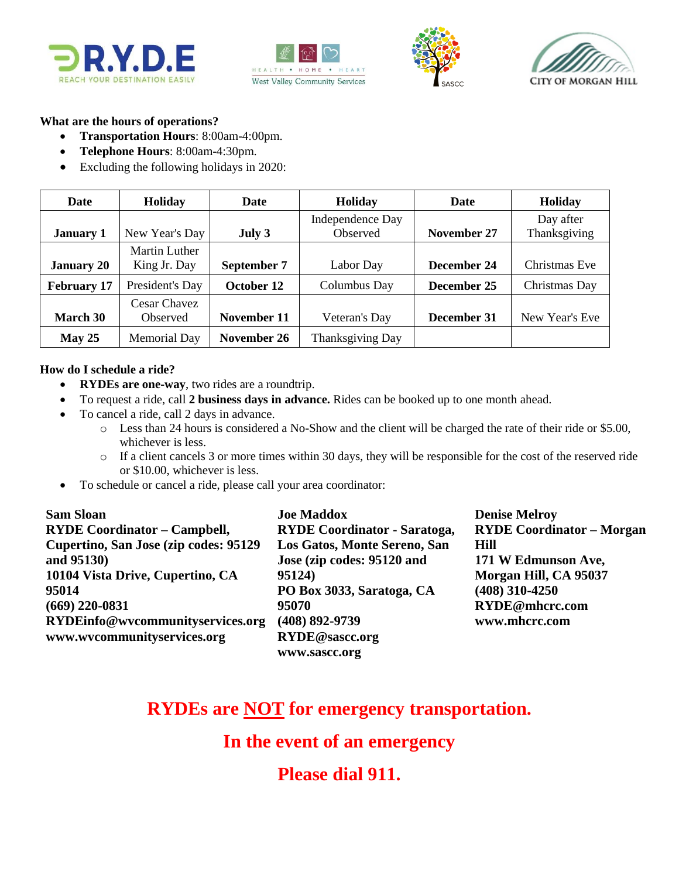**What are the hours of operations?**

- **Transportation Hours**: 8:00am-4:00pm.
- **Telephone Hours**: 8:00am-4:30pm.
- Excluding the following holidays in 2020:

| Date | Holiday | Date | Holiday | Date | Holiday |
|---|---|---|---|---|---|
| **January 1** | New Year's Day | **July 3** | Independence Day Observed | **November 27** | Day after Thanksgiving |
| **January 20** | Martin Luther King Jr. Day | **September 7** | Labor Day | **December 24** | Christmas Eve |
| **February 17** | President's Day | **October 12** | Columbus Day | **December 25** | Christmas Day |
| **March 30** | Cesar Chavez Observed | **November 11** | Veteran's Day | **December 31** | New Year's Eve |
| **May 25** | Memorial Day | **November 26** | Thanksgiving Day | | |

**How do I schedule a ride?**

- **RYDEs are one-way**, two rides are a roundtrip.
- To request a ride, call **2 business days in advance.** Rides can be booked up to one month ahead.
- To cancel a ride, call 2 days in advance.
  - Less than 24 hours is considered a No-Show and the client will be charged the rate of their ride or $5.00, whichever is less.
  - If a client cancels 3 or more times within 30 days, they will be responsible for the cost of the reserved ride or $10.00, whichever is less.
- To schedule or cancel a ride, please call your area coordinator:

**Sam Sloan**
**RYDE Coordinator – Campbell, Cupertino, San Jose (zip codes: 95129 and 95130)**
**10104 Vista Drive, Cupertino, CA 95014**
**(669) 220-0831**
**RYDEinfo@wvcommunityservices.org**
**www.wvcommunityservices.org**

**Joe Maddox**
**RYDE Coordinator - Saratoga, Los Gatos, Monte Sereno, San Jose (zip codes: 95120 and 95124)**
**PO Box 3033, Saratoga, CA 95070**
**(408) 892-9739**
**RYDE@sascc.org**
**www.sascc.org**

**Denise Melroy**
**RYDE Coordinator – Morgan Hill**
**171 W Edmunson Ave, Morgan Hill, CA 95037**
**(408) 310-4250**
**RYDE@mhcrc.com**
**www.mhcrc.com**

**RYDEs are <u>NOT</u> for emergency transportation.**

**In the event of an emergency**

**Please dial 911.**